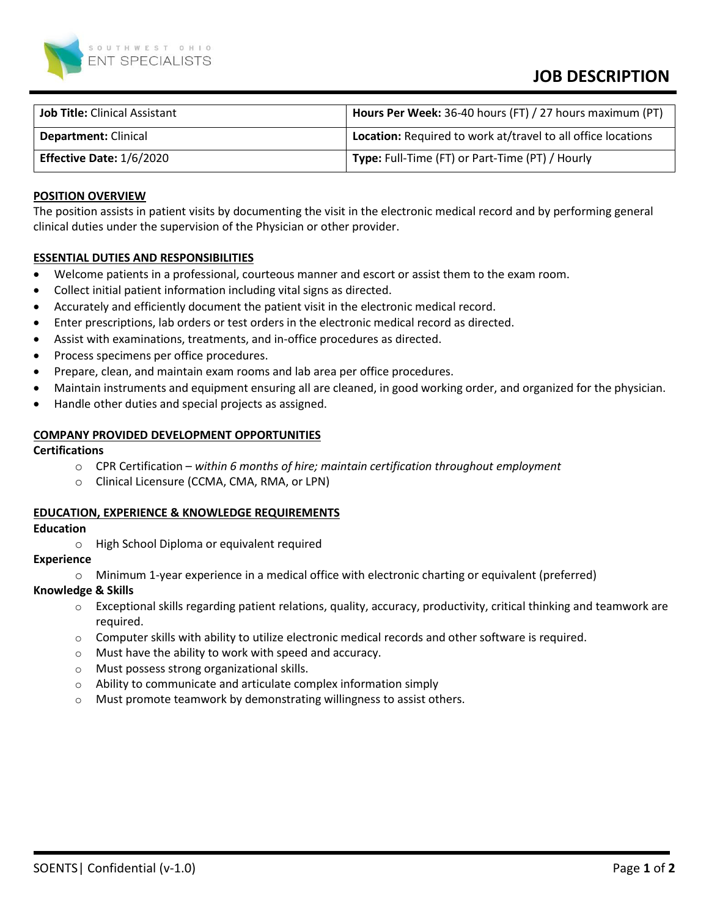SOUTHWEST OHIO ENT SPECIALISTS

# JOB DESCRIPTION

| **Job Title:** Clinical Assistant | **Hours Per Week:** 36-40 hours (FT) / 27 hours maximum (PT) |
|---|---|
| **Department:** Clinical | **Location:** Required to work at/travel to all office locations |
| **Effective Date:** 1/6/2020 | **Type:** Full-Time (FT) or Part-Time (PT) / Hourly |

## POSITION OVERVIEW

The position assists in patient visits by documenting the visit in the electronic medical record and by performing general clinical duties under the supervision of the Physician or other provider.

## ESSENTIAL DUTIES AND RESPONSIBILITIES

- Welcome patients in a professional, courteous manner and escort or assist them to the exam room.
- Collect initial patient information including vital signs as directed.
- Accurately and efficiently document the patient visit in the electronic medical record.
- Enter prescriptions, lab orders or test orders in the electronic medical record as directed.
- Assist with examinations, treatments, and in-office procedures as directed.
- Process specimens per office procedures.
- Prepare, clean, and maintain exam rooms and lab area per office procedures.
- Maintain instruments and equipment ensuring all are cleaned, in good working order, and organized for the physician.
- Handle other duties and special projects as assigned.

## COMPANY PROVIDED DEVELOPMENT OPPORTUNITIES

**Certifications**

- CPR Certification – *within 6 months of hire; maintain certification throughout employment*
- Clinical Licensure (CCMA, CMA, RMA, or LPN)

## EDUCATION, EXPERIENCE & KNOWLEDGE REQUIREMENTS

**Education**

- High School Diploma or equivalent required

**Experience**

- Minimum 1-year experience in a medical office with electronic charting or equivalent (preferred)

**Knowledge & Skills**

- Exceptional skills regarding patient relations, quality, accuracy, productivity, critical thinking and teamwork are required.
- Computer skills with ability to utilize electronic medical records and other software is required.
- Must have the ability to work with speed and accuracy.
- Must possess strong organizational skills.
- Ability to communicate and articulate complex information simply
- Must promote teamwork by demonstrating willingness to assist others.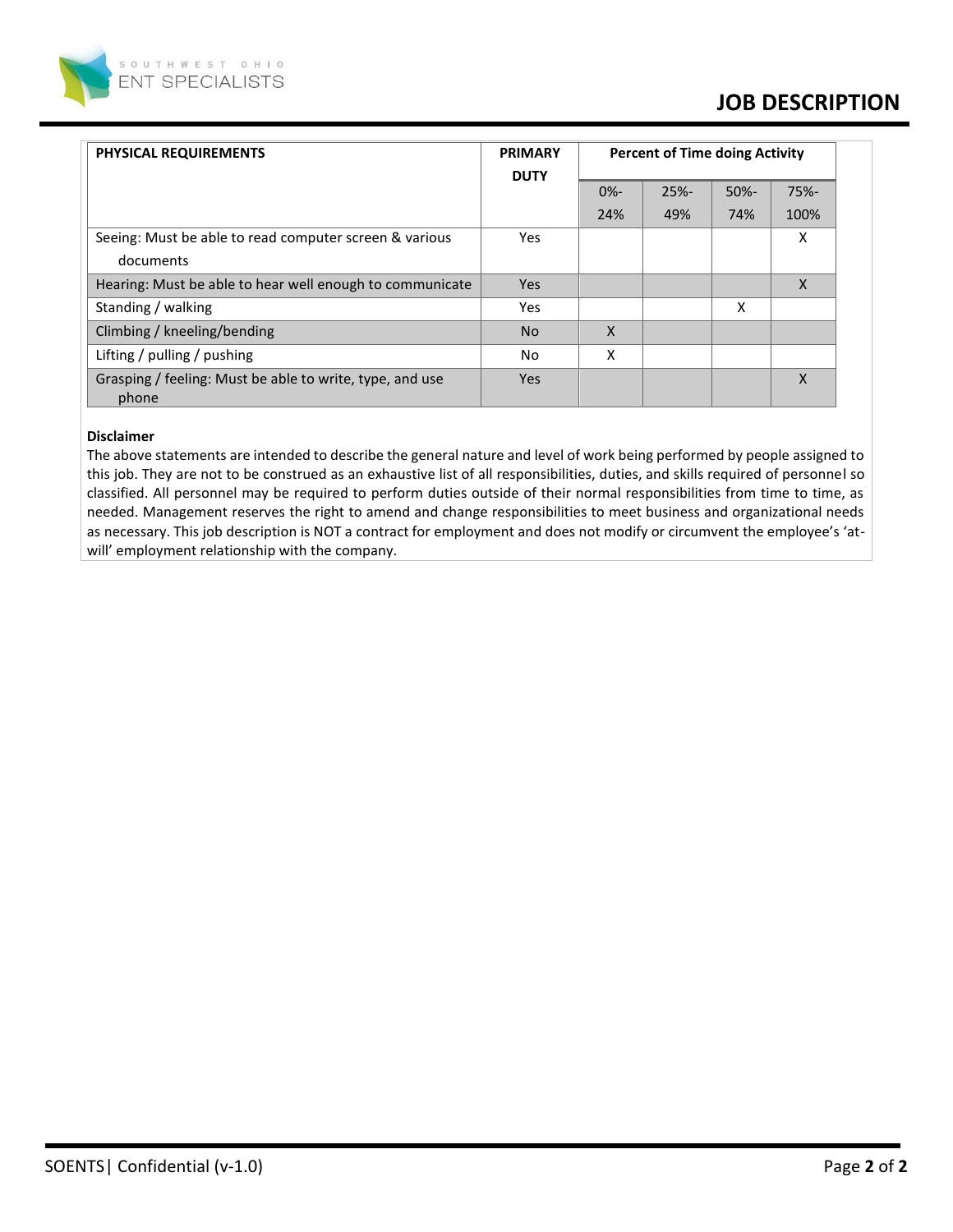| PHYSICAL REQUIREMENTS | PRIMARY DUTY | Percent of Time doing Activity | | | |
|---|---|---|---|---|---|
| | | 0%-24% | 25%-49% | 50%-74% | 75%-100% |
| Seeing: Must be able to read computer screen & various documents | Yes | | | | X |
| Hearing: Must be able to hear well enough to communicate | Yes | | | | X |
| Standing / walking | Yes | | | X | |
| Climbing / kneeling/bending | No | X | | | |
| Lifting / pulling / pushing | No | X | | | |
| Grasping / feeling: Must be able to write, type, and use phone | Yes | | | | X |

**Disclaimer**

The above statements are intended to describe the general nature and level of work being performed by people assigned to this job. They are not to be construed as an exhaustive list of all responsibilities, duties, and skills required of personnel so classified. All personnel may be required to perform duties outside of their normal responsibilities from time to time, as needed. Management reserves the right to amend and change responsibilities to meet business and organizational needs as necessary. This job description is NOT a contract for employment and does not modify or circumvent the employee's 'at-will' employment relationship with the company.